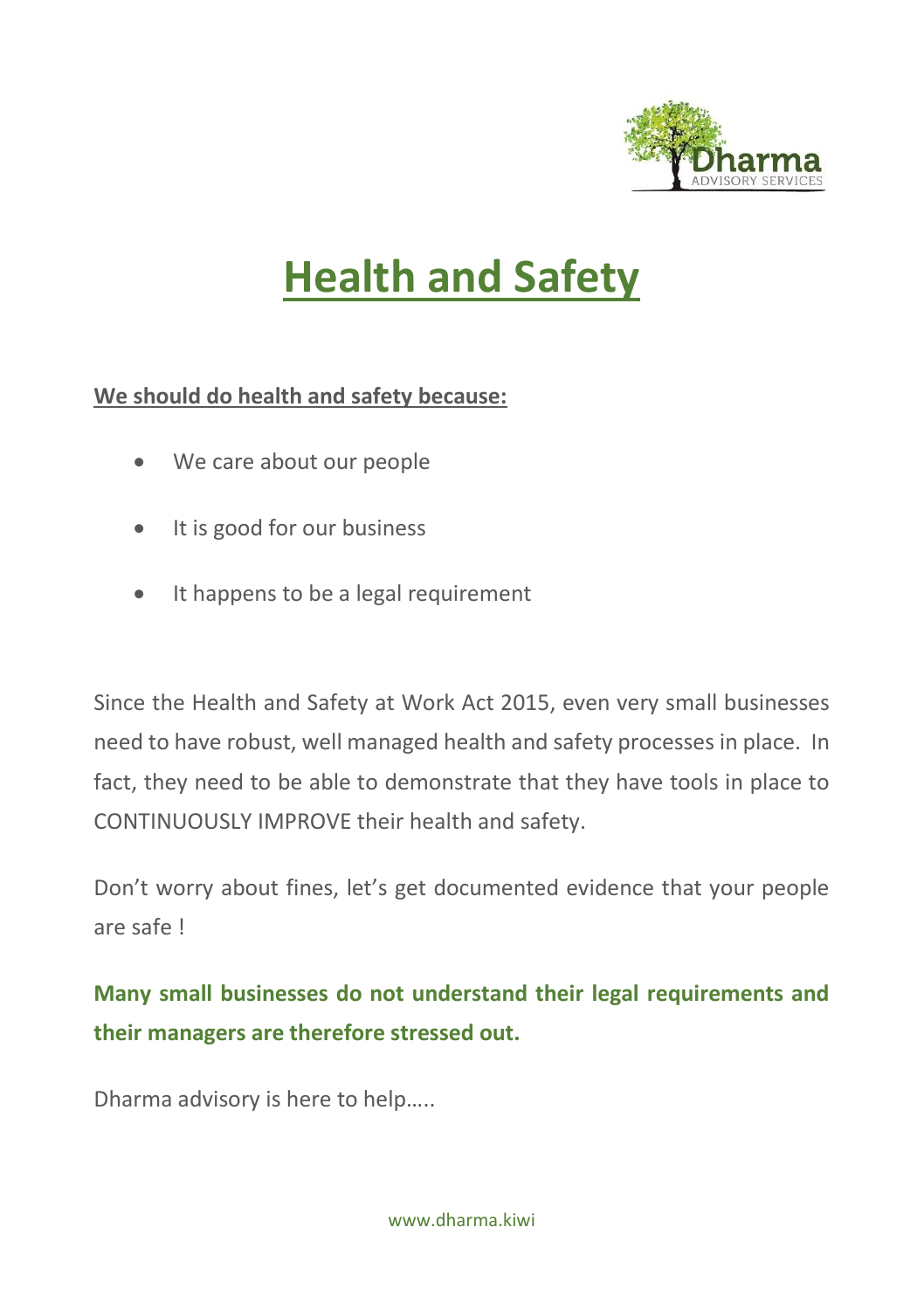# Health and Safety

**We should do health and safety because:**

- We care about our people
- It is good for our business
- It happens to be a legal requirement

Since the Health and Safety at Work Act 2015, even very small businesses need to have robust, well managed health and safety processes in place. In fact, they need to be able to demonstrate that they have tools in place to CONTINUOUSLY IMPROVE their health and safety.

Don't worry about fines, let's get documented evidence that your people are safe !

**Many small businesses do not understand their legal requirements and their managers are therefore stressed out.**

Dharma advisory is here to help…..

www.dharma.kiwi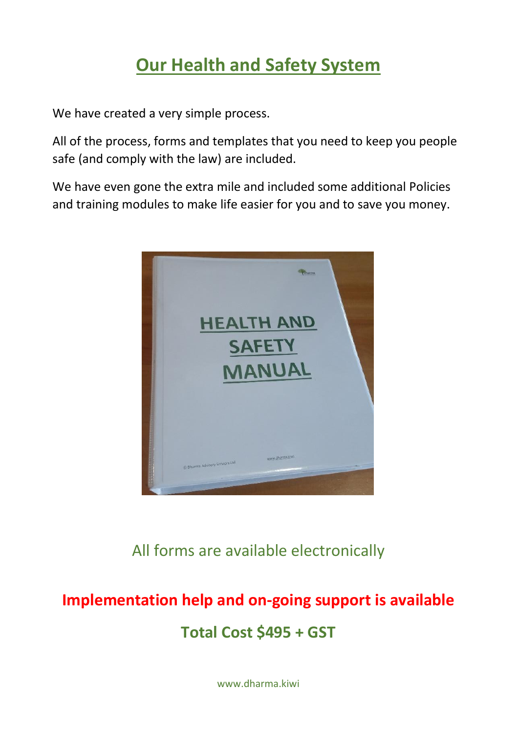# Our Health and Safety System

We have created a very simple process.

All of the process, forms and templates that you need to keep you people safe (and comply with the law) are included.

We have even gone the extra mile and included some additional Policies and training modules to make life easier for you and to save you money.

All forms are available electronically

**Implementation help and on-going support is available**

**Total Cost $495 + GST**

www.dharma.kiwi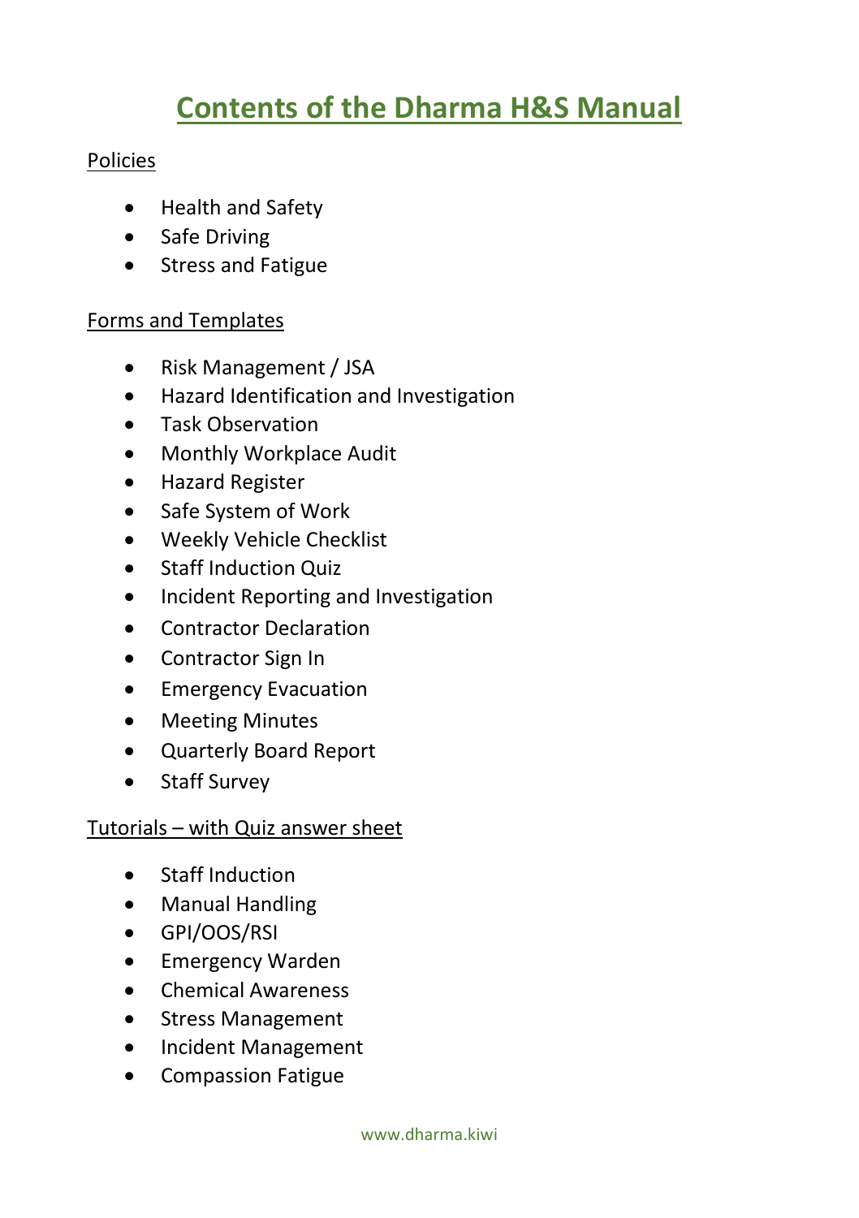# Contents of the Dharma H&S Manual

Policies

- Health and Safety
- Safe Driving
- Stress and Fatigue

Forms and Templates

- Risk Management / JSA
- Hazard Identification and Investigation
- Task Observation
- Monthly Workplace Audit
- Hazard Register
- Safe System of Work
- Weekly Vehicle Checklist
- Staff Induction Quiz
- Incident Reporting and Investigation
- Contractor Declaration
- Contractor Sign In
- Emergency Evacuation
- Meeting Minutes
- Quarterly Board Report
- Staff Survey

Tutorials – with Quiz answer sheet

- Staff Induction
- Manual Handling
- GPI/OOS/RSI
- Emergency Warden
- Chemical Awareness
- Stress Management
- Incident Management
- Compassion Fatigue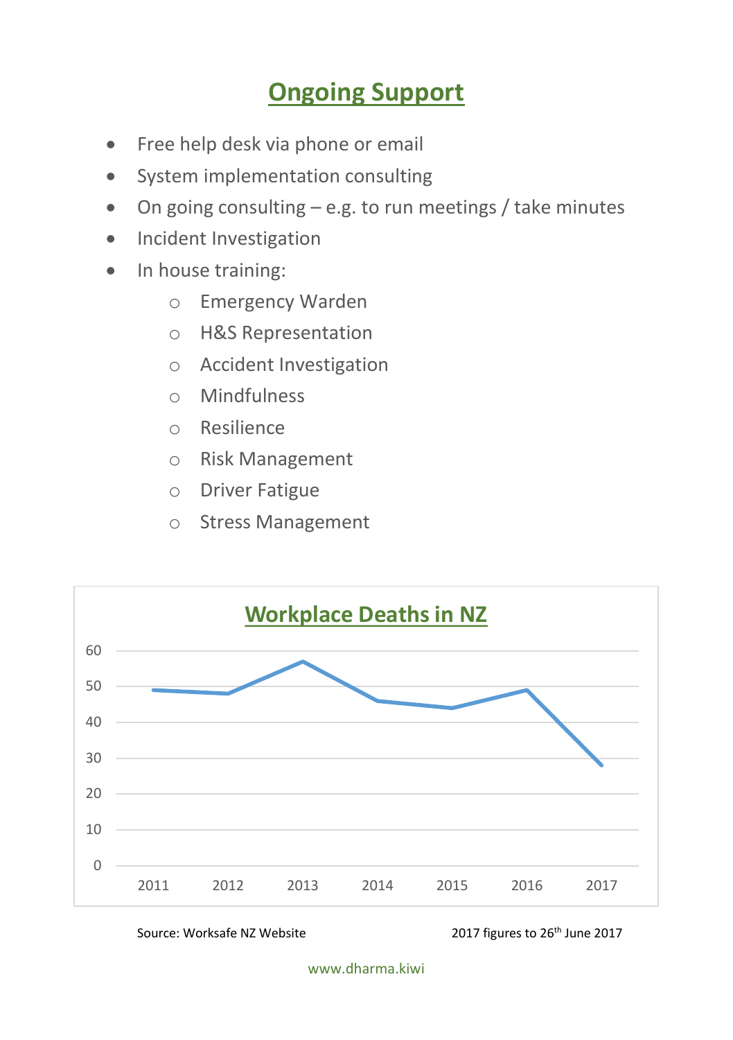# Ongoing Support

- Free help desk via phone or email
- System implementation consulting
- On going consulting – e.g. to run meetings / take minutes
- Incident Investigation
- In house training:
  - Emergency Warden
  - H&S Representation
  - Accident Investigation
  - Mindfulness
  - Resilience
  - Risk Management
  - Driver Fatigue
  - Stress Management

## Workplace Deaths in NZ

60
50
40
30
20
10
0

2011 2012 2013 2014 2015 2016 2017

Source: Worksafe NZ Website

2017 figures to 26th June 2017

www.dharma.kiwi